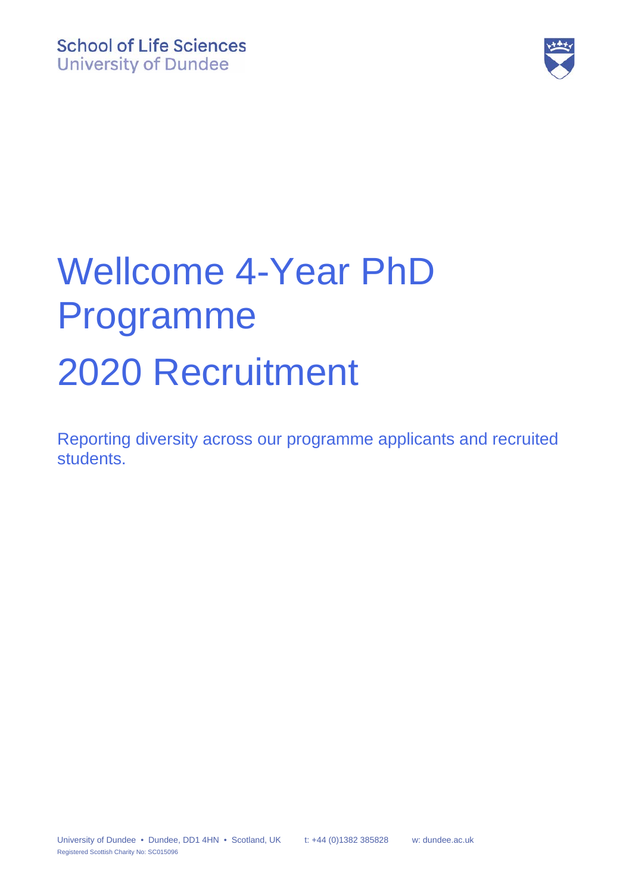School of Life Sciences
University of Dundee

# Wellcome 4-Year PhD Programme

# 2020 Recruitment

Reporting diversity across our programme applicants and recruited students.

University of Dundee • Dundee, DD1 4HN • Scotland, UK t: +44 (0)1382 385828 w: dundee.ac.uk
Registered Scottish Charity No: SC015096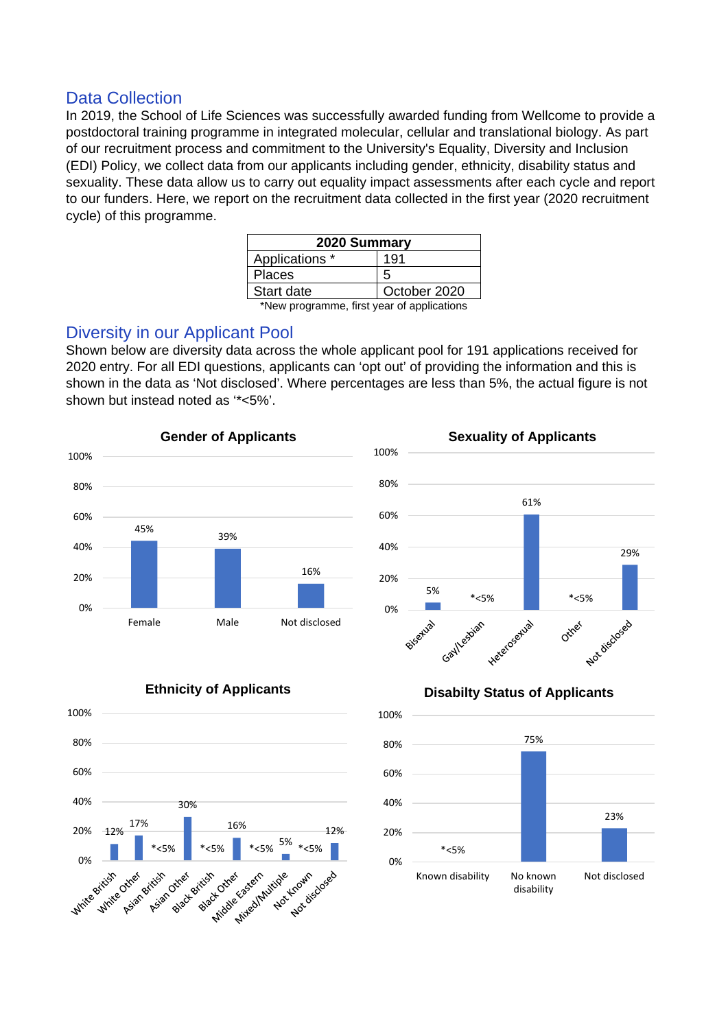## Data Collection

In 2019, the School of Life Sciences was successfully awarded funding from Wellcome to provide a postdoctoral training programme in integrated molecular, cellular and translational biology. As part of our recruitment process and commitment to the University's Equality, Diversity and Inclusion (EDI) Policy, we collect data from our applicants including gender, ethnicity, disability status and sexuality. These data allow us to carry out equality impact assessments after each cycle and report to our funders. Here, we report on the recruitment data collected in the first year (2020 recruitment cycle) of this programme.

| 2020 Summary | |
|---|---|
| Applications * | 191 |
| Places | 5 |
| Start date | October 2020 |

*New programme, first year of applications

## Diversity in our Applicant Pool

Shown below are diversity data across the whole applicant pool for 191 applications received for 2020 entry. For all EDI questions, applicants can 'opt out' of providing the information and this is shown in the data as 'Not disclosed'. Where percentages are less than 5%, the actual figure is not shown but instead noted as '*<5%'.

**Gender of Applicants**

| Female | Male | Not disclosed |
|---|---|---|
| 45% | 39% | 16% |

**Sexuality of Applicants**

| Bisexual | Gay/Lesbian | Heterosexual | Other | Not disclosed |
|---|---|---|---|---|
| 5% | *<5% | 61% | *<5% | 29% |

**Ethnicity of Applicants**

| White British | White Other | Asian British | Asian Other | Black British | Black Other | Middle Eastern | Mixed/Multiple | Not Known | Not disclosed |
|---|---|---|---|---|---|---|---|---|---|
| 12% | 17% | *<5% | 30% | *<5% | 16% | *<5% | 5% | *<5% | 12% |

**Disabilty Status of Applicants**

| Known disability | No known disability | Not disclosed |
|---|---|---|
| *<5% | 75% | 23% |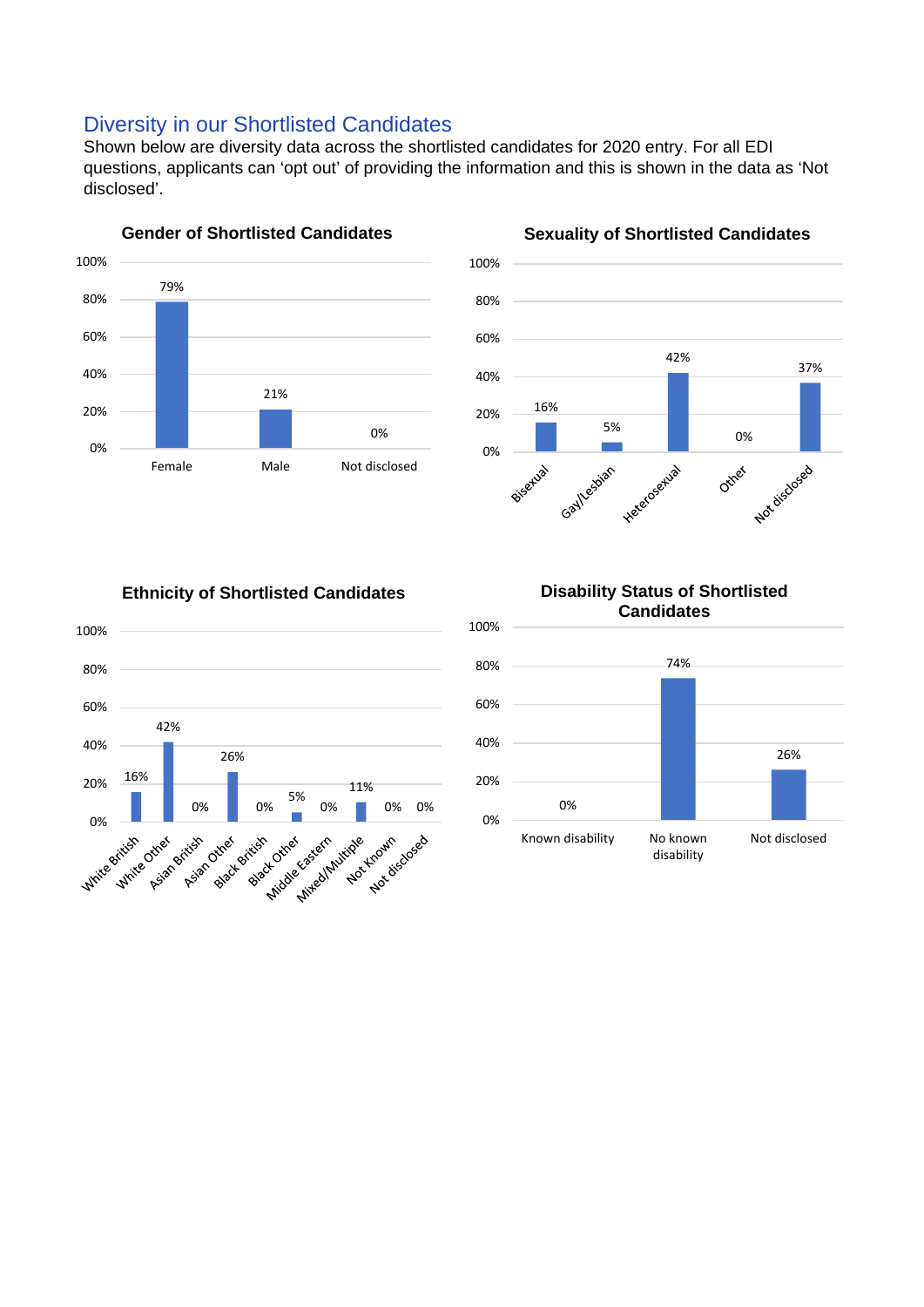## Diversity in our Shortlisted Candidates

Shown below are diversity data across the shortlisted candidates for 2020 entry. For all EDI questions, applicants can 'opt out' of providing the information and this is shown in the data as 'Not disclosed'.

**Gender of Shortlisted Candidates**

| Gender | Percentage |
| --- | --- |
| Female | 79% |
| Male | 21% |
| Not disclosed | 0% |

**Sexuality of Shortlisted Candidates**

| Sexuality | Percentage |
| --- | --- |
| Bisexual | 16% |
| Gay/Lesbian | 5% |
| Heterosexual | 42% |
| Other | 0% |
| Not disclosed | 37% |

**Ethnicity of Shortlisted Candidates**

| Ethnicity | Percentage |
| --- | --- |
| White British | 16% |
| White Other | 42% |
| Asian British | 0% |
| Asian Other | 26% |
| Black British | 0% |
| Black Other | 5% |
| Middle Eastern | 0% |
| Mixed/Multiple | 11% |
| Not Known | 0% |
| Not disclosed | 0% |

**Disability Status of Shortlisted Candidates**

| Disability Status | Percentage |
| --- | --- |
| Known disability | 0% |
| No known disability | 74% |
| Not disclosed | 26% |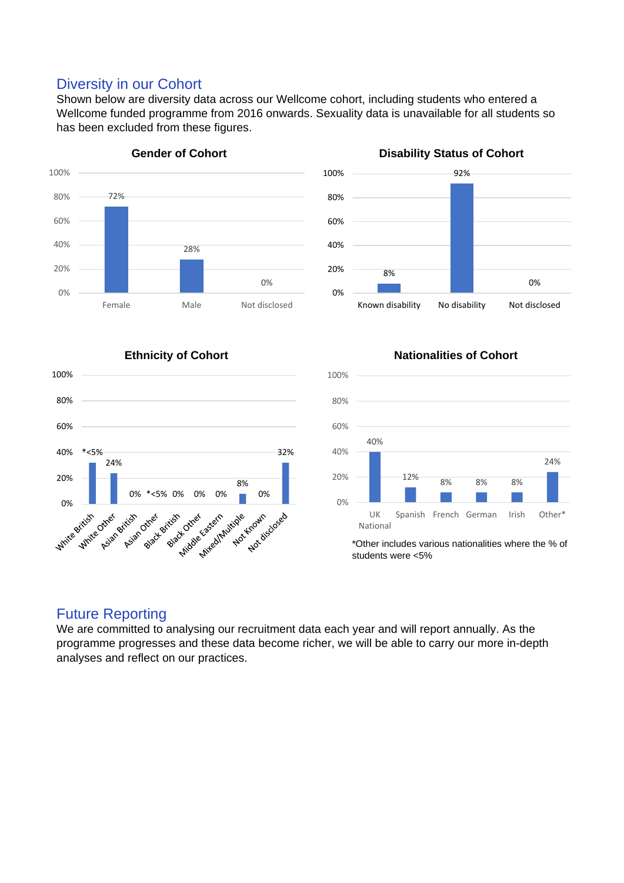## Diversity in our Cohort

Shown below are diversity data across our Wellcome cohort, including students who entered a Wellcome funded programme from 2016 onwards. Sexuality data is unavailable for all students so has been excluded from these figures.

**Gender of Cohort**

100%
80%
60%
40%
20%
0%

72%
28%
0%

Female
Male
Not disclosed

**Disability Status of Cohort**

100%
80%
60%
40%
20%
0%

8%
92%
0%

Known disability
No disability
Not disclosed

**Ethnicity of Cohort**

100%
80%
60%
40%
20%
0%

*<5%
24%
0%
*<5%
0%
0%
0%
8%
0%
32%

White British
White Other
Asian British
Asian Other
Black British
Black Other
Middle Eastern
Mixed/Multiple
Not Known
Not disclosed

**Nationalities of Cohort**

100%
80%
60%
40%
20%
0%

40%
12%
8%
8%
8%
24%

UK National
Spanish
French
German
Irish
Other*

*Other includes various nationalities where the % of students were <5%

## Future Reporting

We are committed to analysing our recruitment data each year and will report annually. As the programme progresses and these data become richer, we will be able to carry our more in-depth analyses and reflect on our practices.